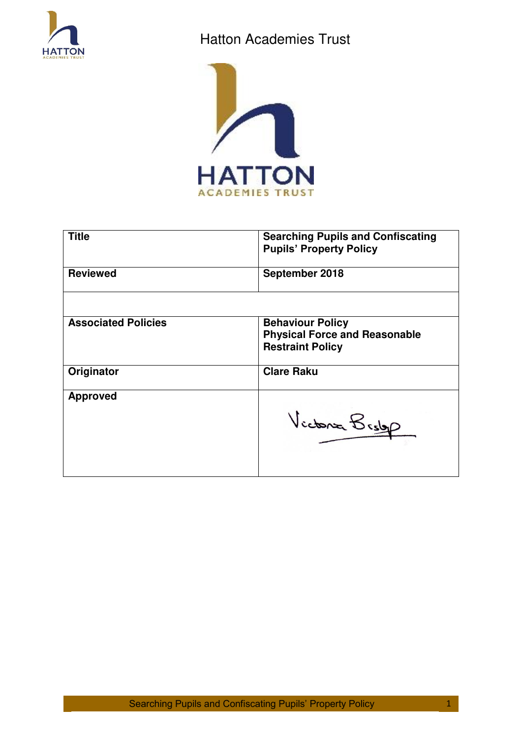Hatton Academies Trust

HATTON ACADEMIES TRUST

| **Title** | **Searching Pupils and Confiscating Pupils' Property Policy** |
|---|---|
| **Reviewed** | **September 2018** |
| | |
| **Associated Policies** | **Behaviour Policy**<br>**Physical Force and Reasonable Restraint Policy** |
| **Originator** | **Clare Raku** |
| **Approved** | Victoria Bishop |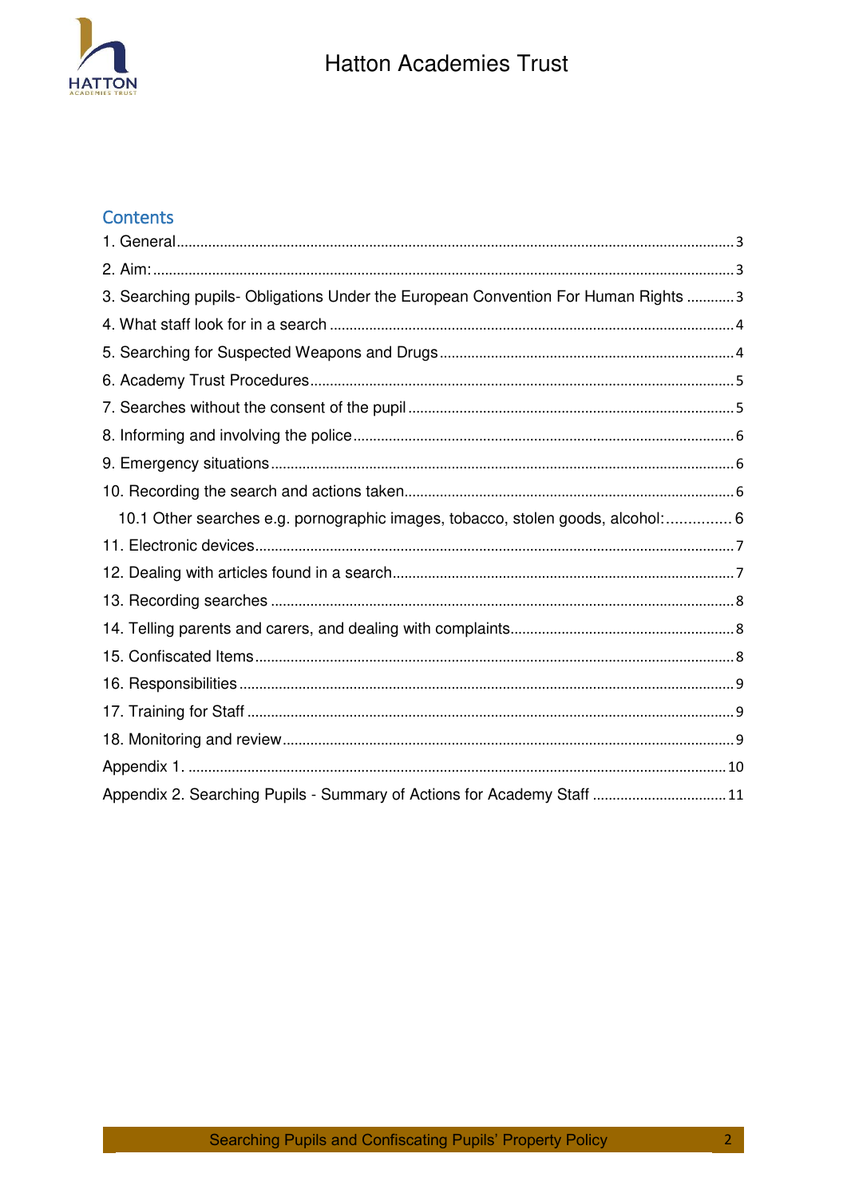## Contents

1. General ........ 3
2. Aim: ........ 3
3. Searching pupils- Obligations Under the European Convention For Human Rights ........ 3
4. What staff look for in a search ........ 4
5. Searching for Suspected Weapons and Drugs ........ 4
6. Academy Trust Procedures ........ 5
7. Searches without the consent of the pupil ........ 5
8. Informing and involving the police ........ 6
9. Emergency situations ........ 6
10. Recording the search and actions taken ........ 6
    10.1 Other searches e.g. pornographic images, tobacco, stolen goods, alcohol: ........ 6
11. Electronic devices ........ 7
12. Dealing with articles found in a search ........ 7
13. Recording searches ........ 8
14. Telling parents and carers, and dealing with complaints ........ 8
15. Confiscated Items ........ 8
16. Responsibilities ........ 9
17. Training for Staff ........ 9
18. Monitoring and review ........ 9

Appendix 1. ........ 10

Appendix 2. Searching Pupils - Summary of Actions for Academy Staff ........ 11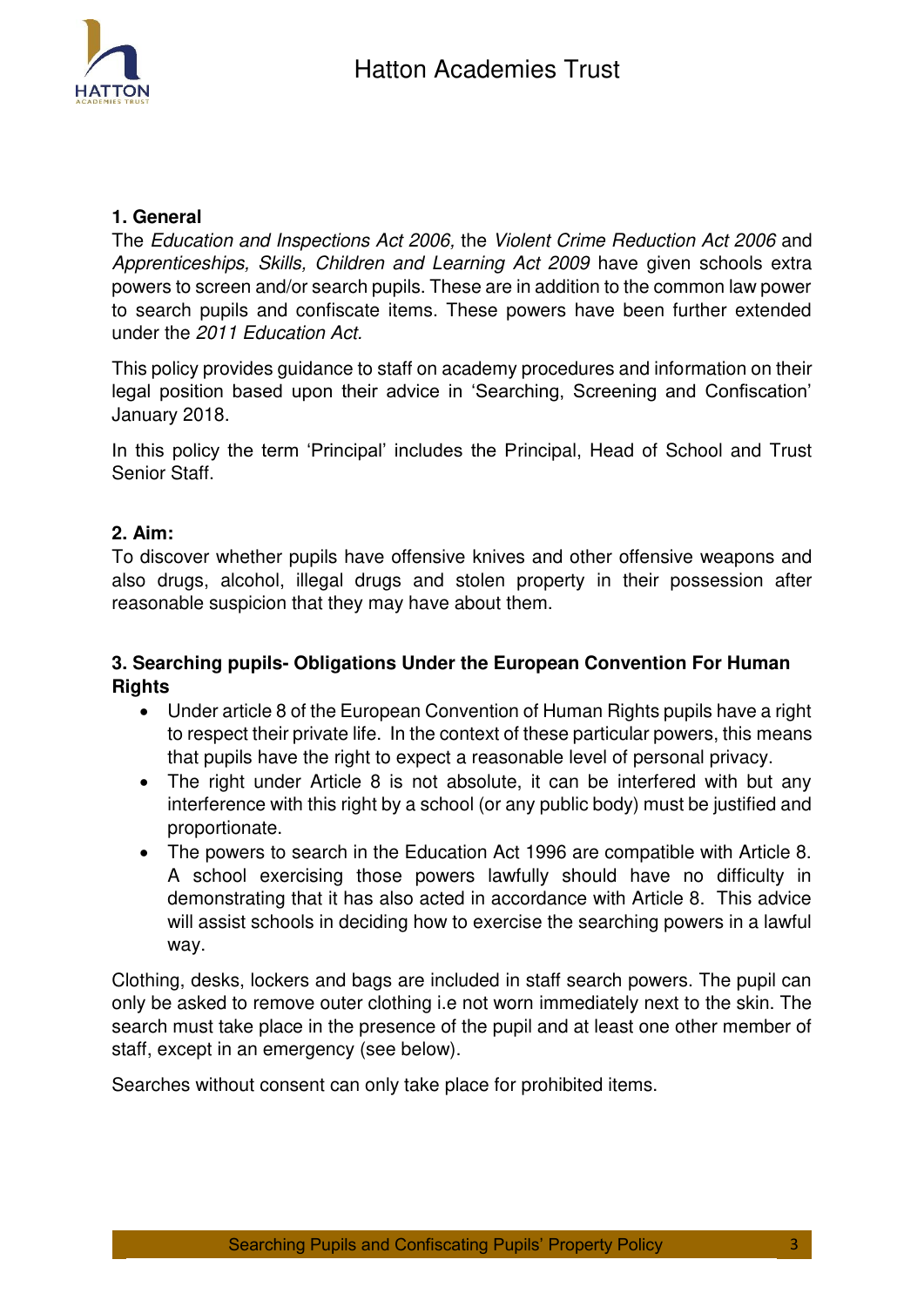## 1. General

The *Education and Inspections Act 2006,* the *Violent Crime Reduction Act 2006* and *Apprenticeships, Skills, Children and Learning Act 2009* have given schools extra powers to screen and/or search pupils. These are in addition to the common law power to search pupils and confiscate items. These powers have been further extended under the *2011 Education Act.*

This policy provides guidance to staff on academy procedures and information on their legal position based upon their advice in 'Searching, Screening and Confiscation' January 2018.

In this policy the term 'Principal' includes the Principal, Head of School and Trust Senior Staff.

## 2. Aim:

To discover whether pupils have offensive knives and other offensive weapons and also drugs, alcohol, illegal drugs and stolen property in their possession after reasonable suspicion that they may have about them.

## 3. Searching pupils- Obligations Under the European Convention For Human Rights

- Under article 8 of the European Convention of Human Rights pupils have a right to respect their private life. In the context of these particular powers, this means that pupils have the right to expect a reasonable level of personal privacy.
- The right under Article 8 is not absolute, it can be interfered with but any interference with this right by a school (or any public body) must be justified and proportionate.
- The powers to search in the Education Act 1996 are compatible with Article 8. A school exercising those powers lawfully should have no difficulty in demonstrating that it has also acted in accordance with Article 8. This advice will assist schools in deciding how to exercise the searching powers in a lawful way.

Clothing, desks, lockers and bags are included in staff search powers. The pupil can only be asked to remove outer clothing i.e not worn immediately next to the skin. The search must take place in the presence of the pupil and at least one other member of staff, except in an emergency (see below).

Searches without consent can only take place for prohibited items.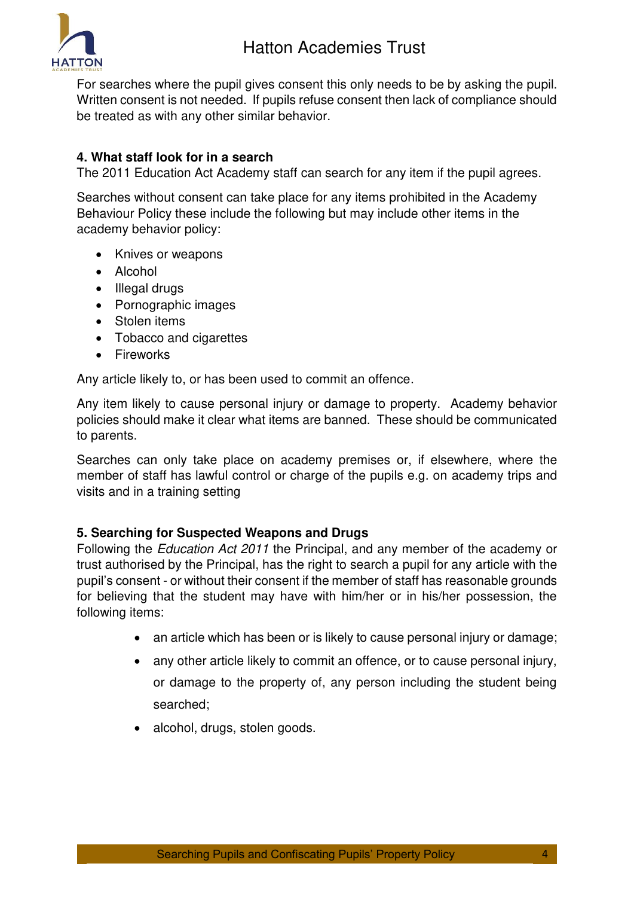For searches where the pupil gives consent this only needs to be by asking the pupil. Written consent is not needed. If pupils refuse consent then lack of compliance should be treated as with any other similar behavior.

**4. What staff look for in a search**

The 2011 Education Act Academy staff can search for any item if the pupil agrees.

Searches without consent can take place for any items prohibited in the Academy Behaviour Policy these include the following but may include other items in the academy behavior policy:

- Knives or weapons
- Alcohol
- Illegal drugs
- Pornographic images
- Stolen items
- Tobacco and cigarettes
- Fireworks

Any article likely to, or has been used to commit an offence.

Any item likely to cause personal injury or damage to property. Academy behavior policies should make it clear what items are banned. These should be communicated to parents.

Searches can only take place on academy premises or, if elsewhere, where the member of staff has lawful control or charge of the pupils e.g. on academy trips and visits and in a training setting

**5. Searching for Suspected Weapons and Drugs**

Following the *Education Act 2011* the Principal, and any member of the academy or trust authorised by the Principal, has the right to search a pupil for any article with the pupil's consent - or without their consent if the member of staff has reasonable grounds for believing that the student may have with him/her or in his/her possession, the following items:

- an article which has been or is likely to cause personal injury or damage;
- any other article likely to commit an offence, or to cause personal injury, or damage to the property of, any person including the student being searched;
- alcohol, drugs, stolen goods.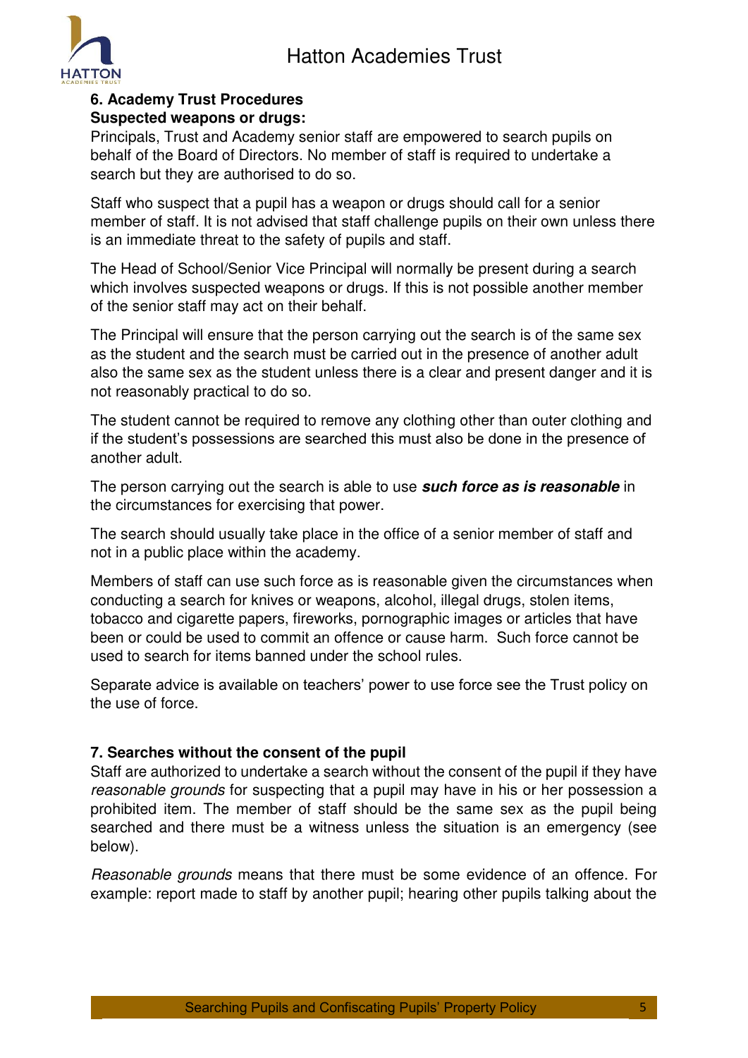### 6. Academy Trust Procedures

**Suspected weapons or drugs:**

Principals, Trust and Academy senior staff are empowered to search pupils on behalf of the Board of Directors. No member of staff is required to undertake a search but they are authorised to do so.

Staff who suspect that a pupil has a weapon or drugs should call for a senior member of staff. It is not advised that staff challenge pupils on their own unless there is an immediate threat to the safety of pupils and staff.

The Head of School/Senior Vice Principal will normally be present during a search which involves suspected weapons or drugs. If this is not possible another member of the senior staff may act on their behalf.

The Principal will ensure that the person carrying out the search is of the same sex as the student and the search must be carried out in the presence of another adult also the same sex as the student unless there is a clear and present danger and it is not reasonably practical to do so.

The student cannot be required to remove any clothing other than outer clothing and if the student's possessions are searched this must also be done in the presence of another adult.

The person carrying out the search is able to use ***such force as is reasonable*** in the circumstances for exercising that power.

The search should usually take place in the office of a senior member of staff and not in a public place within the academy.

Members of staff can use such force as is reasonable given the circumstances when conducting a search for knives or weapons, alcohol, illegal drugs, stolen items, tobacco and cigarette papers, fireworks, pornographic images or articles that have been or could be used to commit an offence or cause harm. Such force cannot be used to search for items banned under the school rules.

Separate advice is available on teachers' power to use force see the Trust policy on the use of force.

### 7. Searches without the consent of the pupil

Staff are authorized to undertake a search without the consent of the pupil if they have *reasonable grounds* for suspecting that a pupil may have in his or her possession a prohibited item. The member of staff should be the same sex as the pupil being searched and there must be a witness unless the situation is an emergency (see below).

*Reasonable grounds* means that there must be some evidence of an offence. For example: report made to staff by another pupil; hearing other pupils talking about the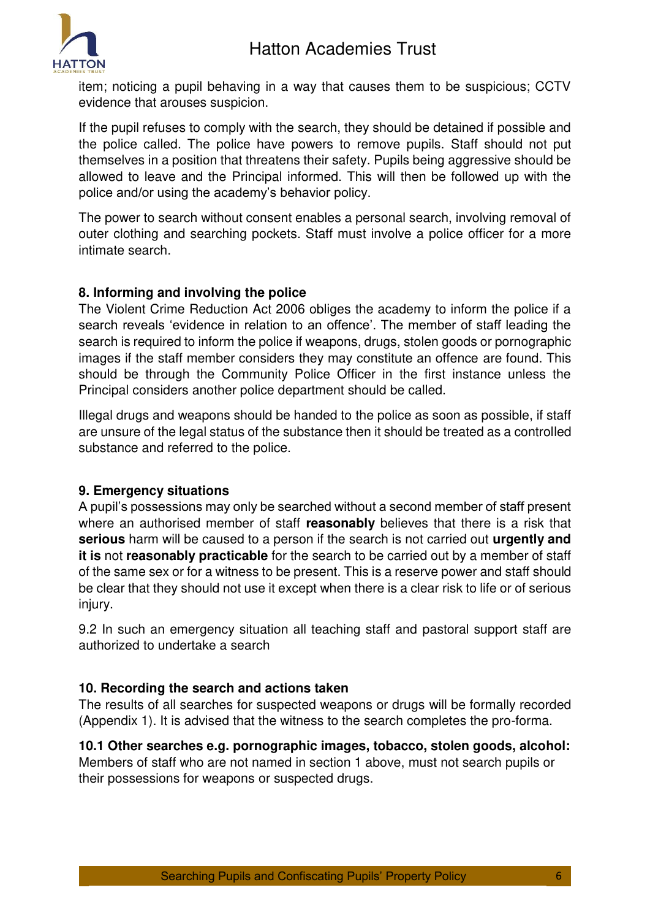item; noticing a pupil behaving in a way that causes them to be suspicious; CCTV evidence that arouses suspicion.

If the pupil refuses to comply with the search, they should be detained if possible and the police called. The police have powers to remove pupils. Staff should not put themselves in a position that threatens their safety. Pupils being aggressive should be allowed to leave and the Principal informed. This will then be followed up with the police and/or using the academy's behavior policy.

The power to search without consent enables a personal search, involving removal of outer clothing and searching pockets. Staff must involve a police officer for a more intimate search.

**8. Informing and involving the police**

The Violent Crime Reduction Act 2006 obliges the academy to inform the police if a search reveals 'evidence in relation to an offence'. The member of staff leading the search is required to inform the police if weapons, drugs, stolen goods or pornographic images if the staff member considers they may constitute an offence are found. This should be through the Community Police Officer in the first instance unless the Principal considers another police department should be called.

Illegal drugs and weapons should be handed to the police as soon as possible, if staff are unsure of the legal status of the substance then it should be treated as a controlled substance and referred to the police.

**9. Emergency situations**

A pupil's possessions may only be searched without a second member of staff present where an authorised member of staff **reasonably** believes that there is a risk that **serious** harm will be caused to a person if the search is not carried out **urgently and it is** not **reasonably practicable** for the search to be carried out by a member of staff of the same sex or for a witness to be present. This is a reserve power and staff should be clear that they should not use it except when there is a clear risk to life or of serious injury.

9.2 In such an emergency situation all teaching staff and pastoral support staff are authorized to undertake a search

**10. Recording the search and actions taken**

The results of all searches for suspected weapons or drugs will be formally recorded (Appendix 1). It is advised that the witness to the search completes the pro-forma.

**10.1 Other searches e.g. pornographic images, tobacco, stolen goods, alcohol:**
Members of staff who are not named in section 1 above, must not search pupils or their possessions for weapons or suspected drugs.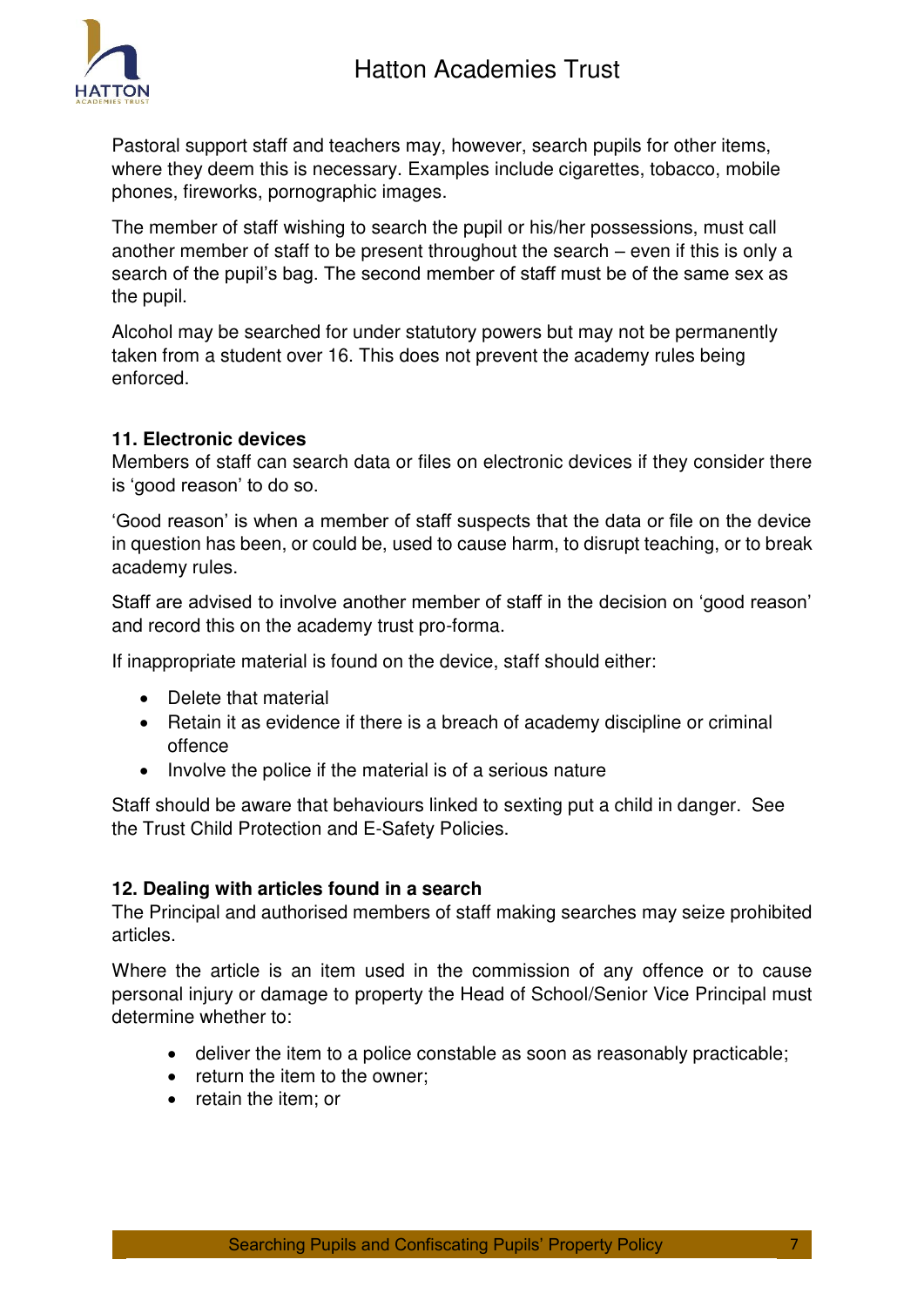Pastoral support staff and teachers may, however, search pupils for other items, where they deem this is necessary. Examples include cigarettes, tobacco, mobile phones, fireworks, pornographic images.

The member of staff wishing to search the pupil or his/her possessions, must call another member of staff to be present throughout the search – even if this is only a search of the pupil's bag. The second member of staff must be of the same sex as the pupil.

Alcohol may be searched for under statutory powers but may not be permanently taken from a student over 16. This does not prevent the academy rules being enforced.

### 11. Electronic devices

Members of staff can search data or files on electronic devices if they consider there is 'good reason' to do so.

'Good reason' is when a member of staff suspects that the data or file on the device in question has been, or could be, used to cause harm, to disrupt teaching, or to break academy rules.

Staff are advised to involve another member of staff in the decision on 'good reason' and record this on the academy trust pro-forma.

If inappropriate material is found on the device, staff should either:

- Delete that material
- Retain it as evidence if there is a breach of academy discipline or criminal offence
- Involve the police if the material is of a serious nature

Staff should be aware that behaviours linked to sexting put a child in danger. See the Trust Child Protection and E-Safety Policies.

### 12. Dealing with articles found in a search

The Principal and authorised members of staff making searches may seize prohibited articles.

Where the article is an item used in the commission of any offence or to cause personal injury or damage to property the Head of School/Senior Vice Principal must determine whether to:

- deliver the item to a police constable as soon as reasonably practicable;
- return the item to the owner;
- retain the item; or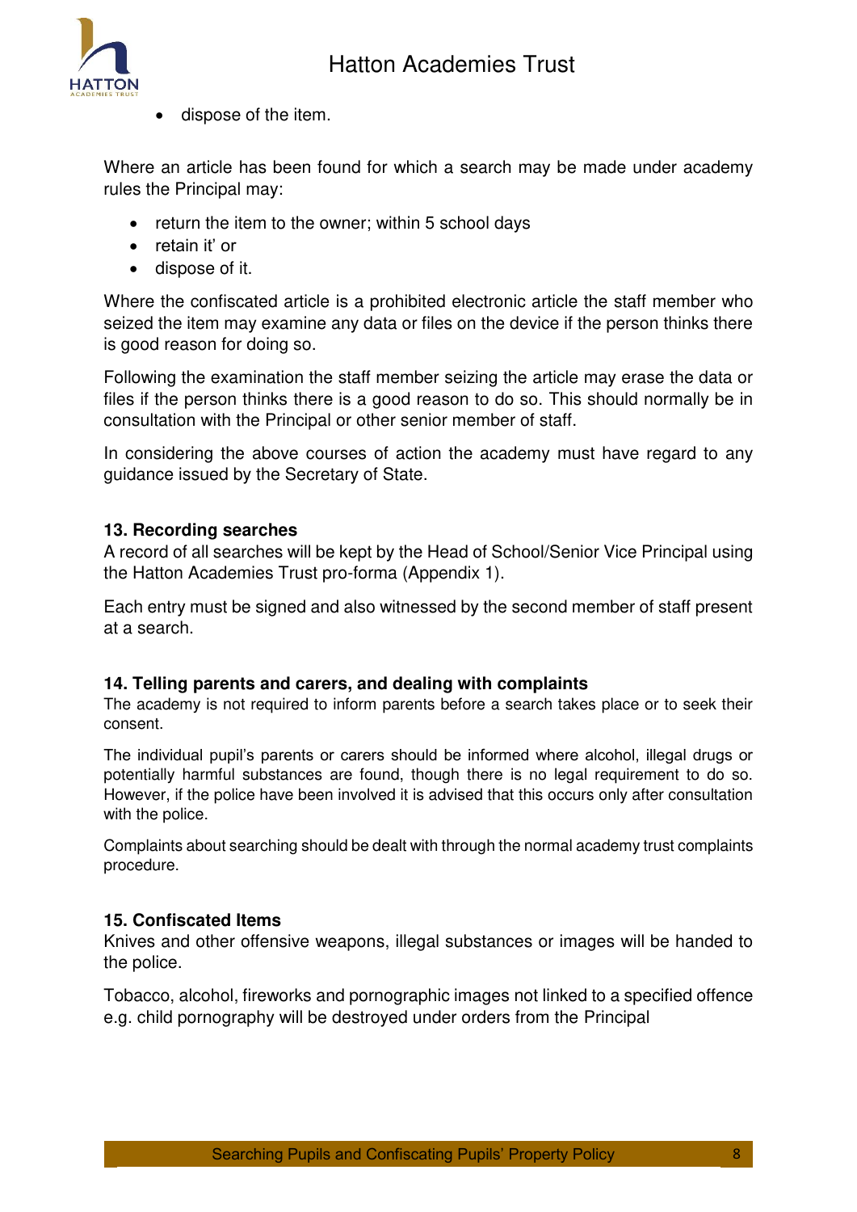- dispose of the item.

Where an article has been found for which a search may be made under academy rules the Principal may:

- return the item to the owner; within 5 school days
- retain it' or
- dispose of it.

Where the confiscated article is a prohibited electronic article the staff member who seized the item may examine any data or files on the device if the person thinks there is good reason for doing so.

Following the examination the staff member seizing the article may erase the data or files if the person thinks there is a good reason to do so. This should normally be in consultation with the Principal or other senior member of staff.

In considering the above courses of action the academy must have regard to any guidance issued by the Secretary of State.

**13. Recording searches**

A record of all searches will be kept by the Head of School/Senior Vice Principal using the Hatton Academies Trust pro-forma (Appendix 1).

Each entry must be signed and also witnessed by the second member of staff present at a search.

**14. Telling parents and carers, and dealing with complaints**

The academy is not required to inform parents before a search takes place or to seek their consent.

The individual pupil's parents or carers should be informed where alcohol, illegal drugs or potentially harmful substances are found, though there is no legal requirement to do so. However, if the police have been involved it is advised that this occurs only after consultation with the police.

Complaints about searching should be dealt with through the normal academy trust complaints procedure.

**15. Confiscated Items**

Knives and other offensive weapons, illegal substances or images will be handed to the police.

Tobacco, alcohol, fireworks and pornographic images not linked to a specified offence e.g. child pornography will be destroyed under orders from the Principal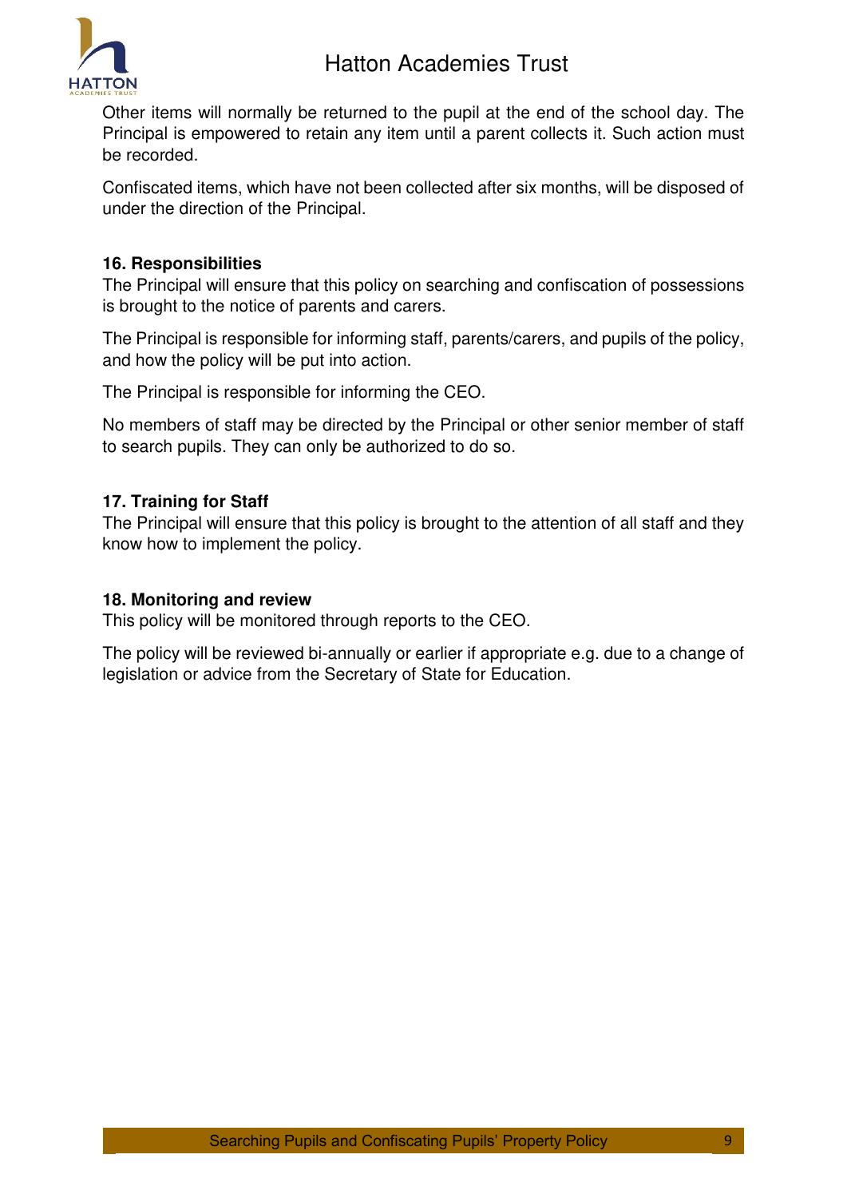Other items will normally be returned to the pupil at the end of the school day. The Principal is empowered to retain any item until a parent collects it. Such action must be recorded.

Confiscated items, which have not been collected after six months, will be disposed of under the direction of the Principal.

**16. Responsibilities**

The Principal will ensure that this policy on searching and confiscation of possessions is brought to the notice of parents and carers.

The Principal is responsible for informing staff, parents/carers, and pupils of the policy, and how the policy will be put into action.

The Principal is responsible for informing the CEO.

No members of staff may be directed by the Principal or other senior member of staff to search pupils. They can only be authorized to do so.

**17. Training for Staff**

The Principal will ensure that this policy is brought to the attention of all staff and they know how to implement the policy.

**18. Monitoring and review**

This policy will be monitored through reports to the CEO.

The policy will be reviewed bi-annually or earlier if appropriate e.g. due to a change of legislation or advice from the Secretary of State for Education.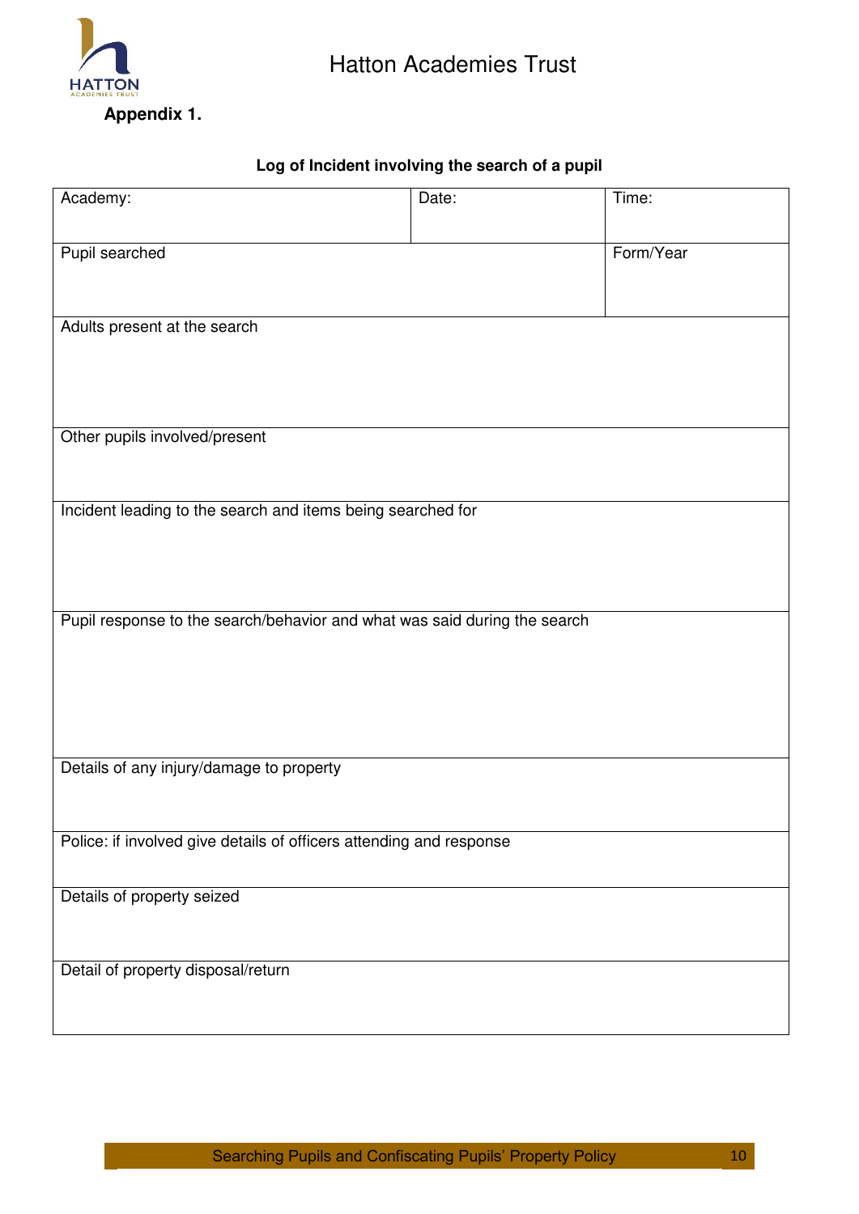Hatton Academies Trust

**Appendix 1.**

**Log of Incident involving the search of a pupil**

| Academy: | Date: | Time: |
|---|---|---|
| Pupil searched | | Form/Year |
| Adults present at the search | | |
| Other pupils involved/present | | |
| Incident leading to the search and items being searched for | | |
| Pupil response to the search/behavior and what was said during the search | | |
| Details of any injury/damage to property | | |
| Police: if involved give details of officers attending and response | | |
| Details of property seized | | |
| Detail of property disposal/return | | |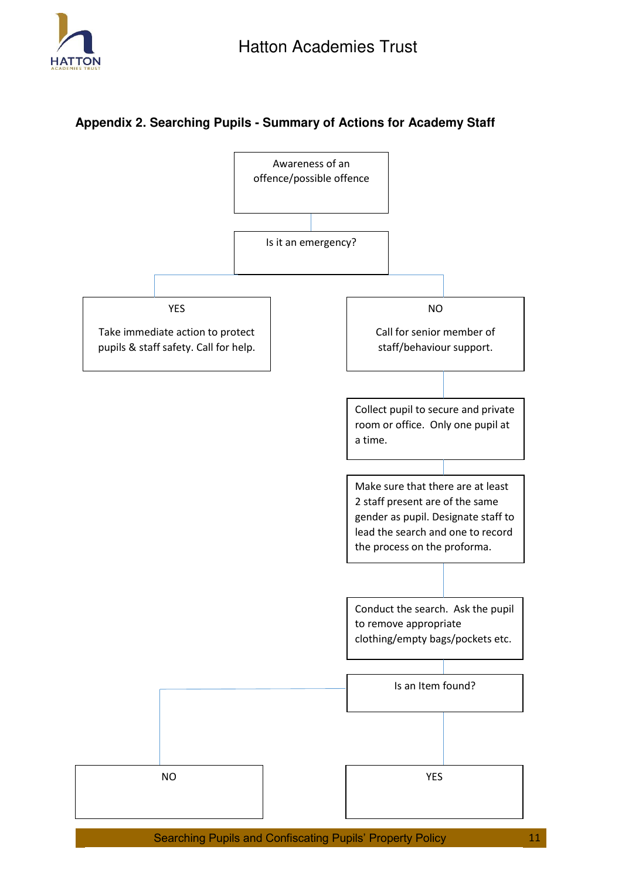## Appendix 2. Searching Pupils - Summary of Actions for Academy Staff

Awareness of an offence/possible offence

Is it an emergency?

YES

Take immediate action to protect pupils & staff safety. Call for help.

NO

Call for senior member of staff/behaviour support.

Collect pupil to secure and private room or office. Only one pupil at a time.

Make sure that there are at least 2 staff present are of the same gender as pupil. Designate staff to lead the search and one to record the process on the proforma.

Conduct the search. Ask the pupil to remove appropriate clothing/empty bags/pockets etc.

Is an Item found?

NO

YES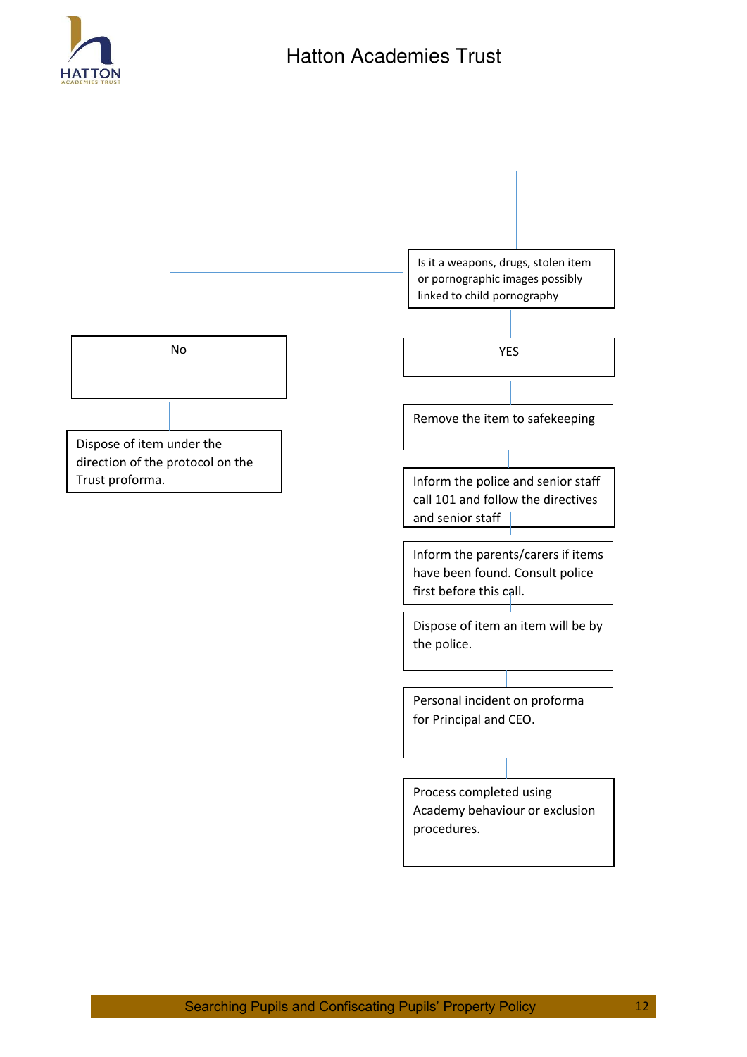Is it a weapons, drugs, stolen item or pornographic images possibly linked to child pornography

No

Dispose of item under the direction of the protocol on the Trust proforma.

YES

Remove the item to safekeeping

Inform the police and senior staff call 101 and follow the directives and senior staff

Inform the parents/carers if items have been found. Consult police first before this call.

Dispose of item an item will be by the police.

Personal incident on proforma for Principal and CEO.

Process completed using Academy behaviour or exclusion procedures.